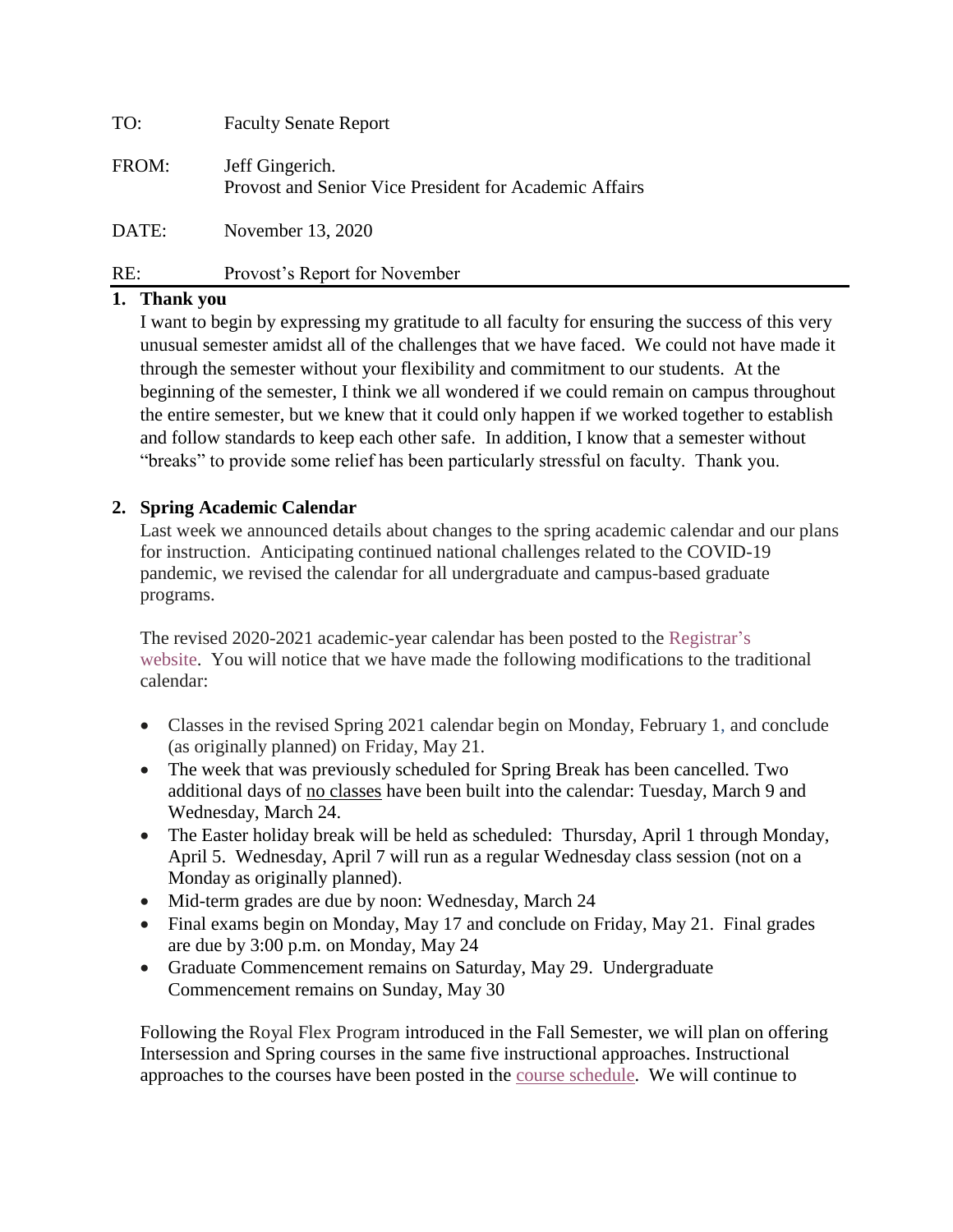TO: Faculty Senate Report

FROM: Jeff Gingerich.
Provost and Senior Vice President for Academic Affairs

DATE: November 13, 2020

RE: Provost's Report for November

---

## 1. Thank you

I want to begin by expressing my gratitude to all faculty for ensuring the success of this very unusual semester amidst all of the challenges that we have faced. We could not have made it through the semester without your flexibility and commitment to our students. At the beginning of the semester, I think we all wondered if we could remain on campus throughout the entire semester, but we knew that it could only happen if we worked together to establish and follow standards to keep each other safe. In addition, I know that a semester without "breaks" to provide some relief has been particularly stressful on faculty. Thank you.

## 2. Spring Academic Calendar

Last week we announced details about changes to the spring academic calendar and our plans for instruction. Anticipating continued national challenges related to the COVID-19 pandemic, we revised the calendar for all undergraduate and campus-based graduate programs.

The revised 2020-2021 academic-year calendar has been posted to the Registrar's website. You will notice that we have made the following modifications to the traditional calendar:

- Classes in the revised Spring 2021 calendar begin on Monday, February 1, and conclude (as originally planned) on Friday, May 21.
- The week that was previously scheduled for Spring Break has been cancelled. Two additional days of no classes have been built into the calendar: Tuesday, March 9 and Wednesday, March 24.
- The Easter holiday break will be held as scheduled: Thursday, April 1 through Monday, April 5. Wednesday, April 7 will run as a regular Wednesday class session (not on a Monday as originally planned).
- Mid-term grades are due by noon: Wednesday, March 24
- Final exams begin on Monday, May 17 and conclude on Friday, May 21. Final grades are due by 3:00 p.m. on Monday, May 24
- Graduate Commencement remains on Saturday, May 29. Undergraduate Commencement remains on Sunday, May 30

Following the Royal Flex Program introduced in the Fall Semester, we will plan on offering Intersession and Spring courses in the same five instructional approaches. Instructional approaches to the courses have been posted in the course schedule. We will continue to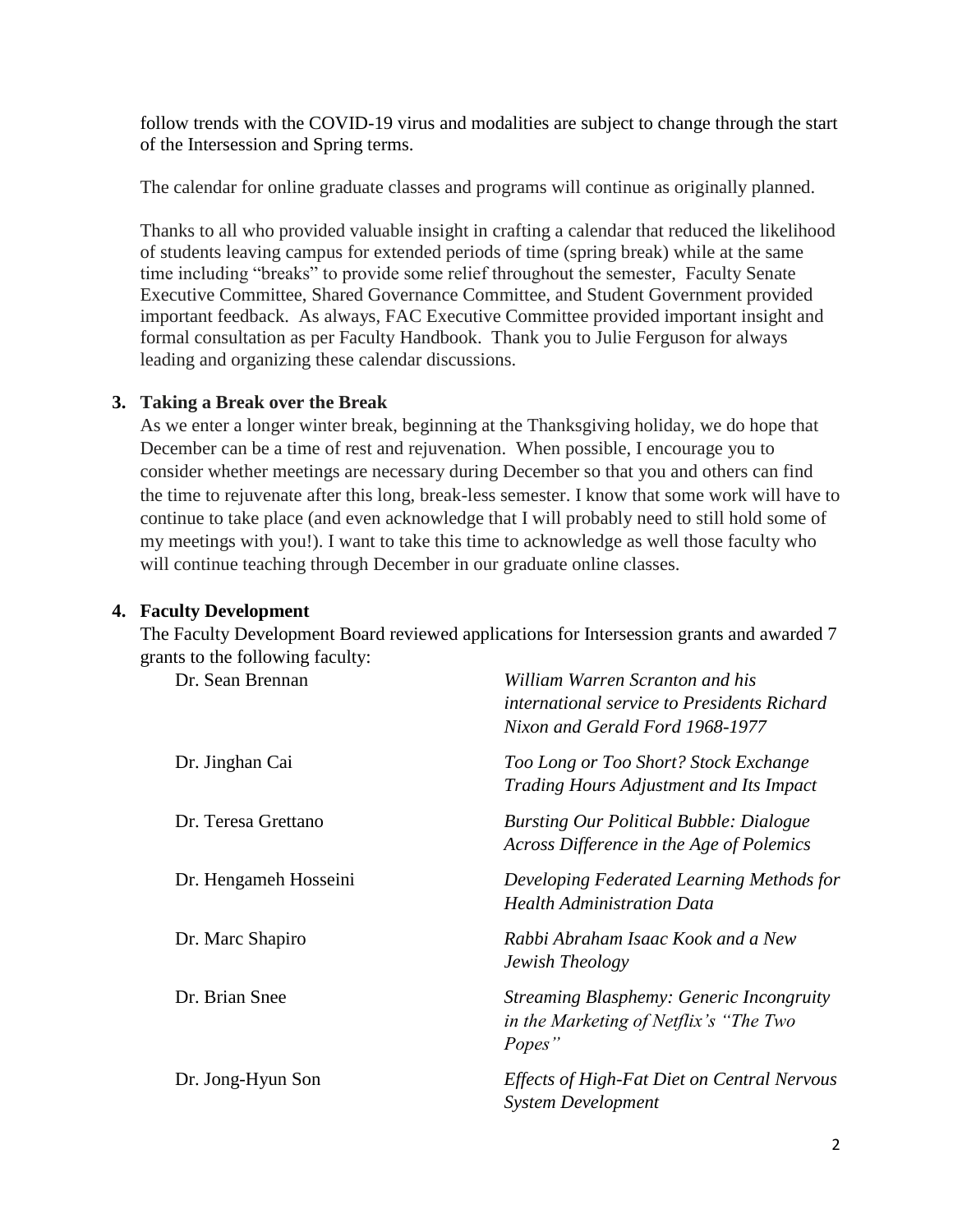follow trends with the COVID-19 virus and modalities are subject to change through the start of the Intersession and Spring terms.

The calendar for online graduate classes and programs will continue as originally planned.

Thanks to all who provided valuable insight in crafting a calendar that reduced the likelihood of students leaving campus for extended periods of time (spring break) while at the same time including "breaks" to provide some relief throughout the semester, Faculty Senate Executive Committee, Shared Governance Committee, and Student Government provided important feedback. As always, FAC Executive Committee provided important insight and formal consultation as per Faculty Handbook. Thank you to Julie Ferguson for always leading and organizing these calendar discussions.

**3. Taking a Break over the Break**

As we enter a longer winter break, beginning at the Thanksgiving holiday, we do hope that December can be a time of rest and rejuvenation. When possible, I encourage you to consider whether meetings are necessary during December so that you and others can find the time to rejuvenate after this long, break-less semester. I know that some work will have to continue to take place (and even acknowledge that I will probably need to still hold some of my meetings with you!). I want to take this time to acknowledge as well those faculty who will continue teaching through December in our graduate online classes.

**4. Faculty Development**

The Faculty Development Board reviewed applications for Intersession grants and awarded 7 grants to the following faculty:

| | |
|---|---|
| Dr. Sean Brennan | *William Warren Scranton and his international service to Presidents Richard Nixon and Gerald Ford 1968-1977* |
| Dr. Jinghan Cai | *Too Long or Too Short? Stock Exchange Trading Hours Adjustment and Its Impact* |
| Dr. Teresa Grettano | *Bursting Our Political Bubble: Dialogue Across Difference in the Age of Polemics* |
| Dr. Hengameh Hosseini | *Developing Federated Learning Methods for Health Administration Data* |
| Dr. Marc Shapiro | *Rabbi Abraham Isaac Kook and a New Jewish Theology* |
| Dr. Brian Snee | *Streaming Blasphemy: Generic Incongruity in the Marketing of Netflix's "The Two Popes"* |
| Dr. Jong-Hyun Son | *Effects of High-Fat Diet on Central Nervous System Development* |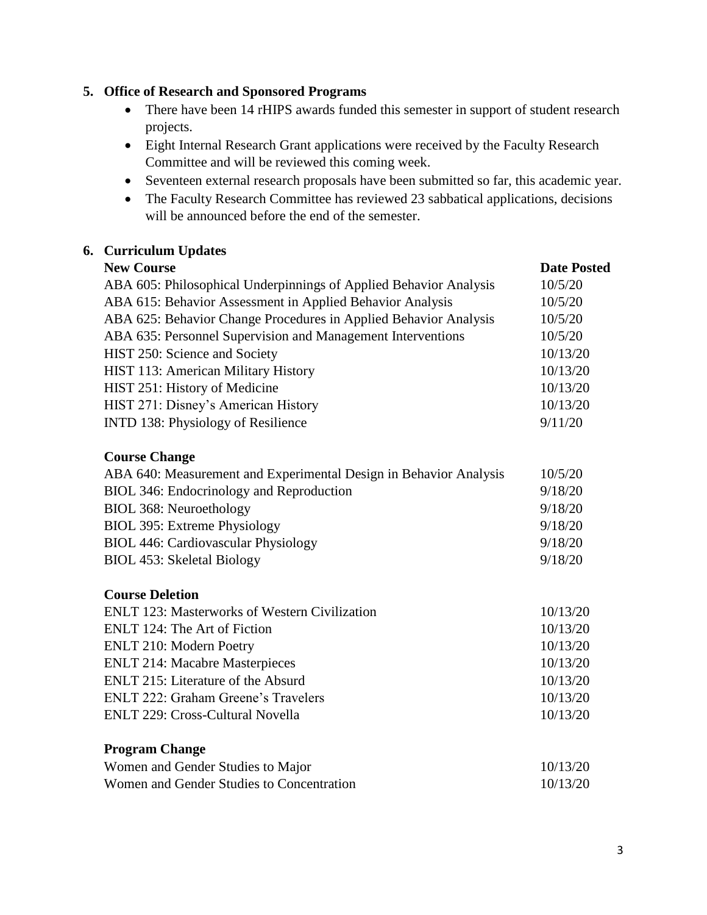## 5. Office of Research and Sponsored Programs

- There have been 14 rHIPS awards funded this semester in support of student research projects.
- Eight Internal Research Grant applications were received by the Faculty Research Committee and will be reviewed this coming week.
- Seventeen external research proposals have been submitted so far, this academic year.
- The Faculty Research Committee has reviewed 23 sabbatical applications, decisions will be announced before the end of the semester.

## 6. Curriculum Updates

| **New Course** | **Date Posted** |
|---|---|
| ABA 605: Philosophical Underpinnings of Applied Behavior Analysis | 10/5/20 |
| ABA 615: Behavior Assessment in Applied Behavior Analysis | 10/5/20 |
| ABA 625: Behavior Change Procedures in Applied Behavior Analysis | 10/5/20 |
| ABA 635: Personnel Supervision and Management Interventions | 10/5/20 |
| HIST 250: Science and Society | 10/13/20 |
| HIST 113: American Military History | 10/13/20 |
| HIST 251: History of Medicine | 10/13/20 |
| HIST 271: Disney's American History | 10/13/20 |
| INTD 138: Physiology of Resilience | 9/11/20 |

| **Course Change** | |
|---|---|
| ABA 640: Measurement and Experimental Design in Behavior Analysis | 10/5/20 |
| BIOL 346: Endocrinology and Reproduction | 9/18/20 |
| BIOL 368: Neuroethology | 9/18/20 |
| BIOL 395: Extreme Physiology | 9/18/20 |
| BIOL 446: Cardiovascular Physiology | 9/18/20 |
| BIOL 453: Skeletal Biology | 9/18/20 |

| **Course Deletion** | |
|---|---|
| ENLT 123: Masterworks of Western Civilization | 10/13/20 |
| ENLT 124: The Art of Fiction | 10/13/20 |
| ENLT 210: Modern Poetry | 10/13/20 |
| ENLT 214: Macabre Masterpieces | 10/13/20 |
| ENLT 215: Literature of the Absurd | 10/13/20 |
| ENLT 222: Graham Greene's Travelers | 10/13/20 |
| ENLT 229: Cross-Cultural Novella | 10/13/20 |

| **Program Change** | |
|---|---|
| Women and Gender Studies to Major | 10/13/20 |
| Women and Gender Studies to Concentration | 10/13/20 |